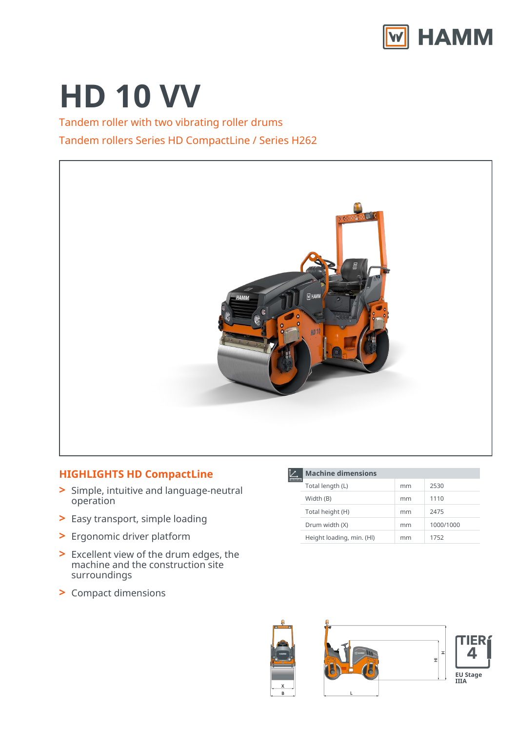# HD 10 VV

Tandem roller with two vibrating roller drums

Tandem rollers Series HD CompactLine / Series H262

## HIGHLIGHTS HD CompactLine

> Simple, intuitive and language-neutral operation
> Easy transport, simple loading
> Ergonomic driver platform
> Excellent view of the drum edges, the machine and the construction site surroundings
> Compact dimensions

| Machine dimensions | | |
|---|---|---|
| Total length (L) | mm | 2530 |
| Width (B) | mm | 1110 |
| Total height (H) | mm | 2475 |
| Drum width (X) | mm | 1000/1000 |
| Height loading, min. (Hl) | mm | 1752 |

TIER 4

EU Stage IIIA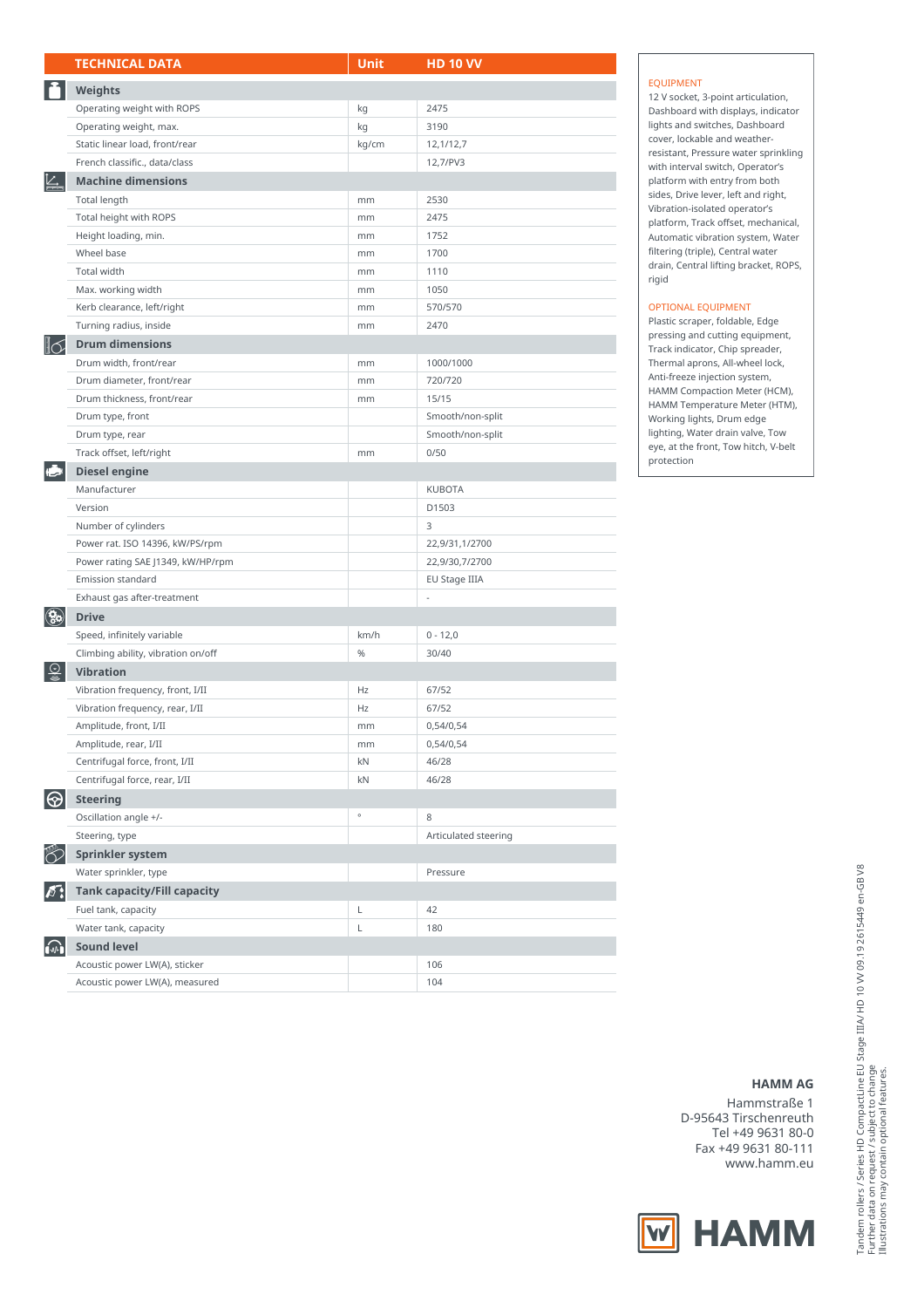| TECHNICAL DATA | Unit | HD 10 VV |
|---|---|---|
| **Weights** | | |
| Operating weight with ROPS | kg | 2475 |
| Operating weight, max. | kg | 3190 |
| Static linear load, front/rear | kg/cm | 12,1/12,7 |
| French classific., data/class | | 12,7/PV3 |
| **Machine dimensions** | | |
| Total length | mm | 2530 |
| Total height with ROPS | mm | 2475 |
| Height loading, min. | mm | 1752 |
| Wheel base | mm | 1700 |
| Total width | mm | 1110 |
| Max. working width | mm | 1050 |
| Kerb clearance, left/right | mm | 570/570 |
| Turning radius, inside | mm | 2470 |
| **Drum dimensions** | | |
| Drum width, front/rear | mm | 1000/1000 |
| Drum diameter, front/rear | mm | 720/720 |
| Drum thickness, front/rear | mm | 15/15 |
| Drum type, front | | Smooth/non-split |
| Drum type, rear | | Smooth/non-split |
| Track offset, left/right | mm | 0/50 |
| **Diesel engine** | | |
| Manufacturer | | KUBOTA |
| Version | | D1503 |
| Number of cylinders | | 3 |
| Power rat. ISO 14396, kW/PS/rpm | | 22,9/31,1/2700 |
| Power rating SAE J1349, kW/HP/rpm | | 22,9/30,7/2700 |
| Emission standard | | EU Stage IIIA |
| Exhaust gas after-treatment | | - |
| **Drive** | | |
| Speed, infinitely variable | km/h | 0 - 12,0 |
| Climbing ability, vibration on/off | % | 30/40 |
| **Vibration** | | |
| Vibration frequency, front, I/II | Hz | 67/52 |
| Vibration frequency, rear, I/II | Hz | 67/52 |
| Amplitude, front, I/II | mm | 0,54/0,54 |
| Amplitude, rear, I/II | mm | 0,54/0,54 |
| Centrifugal force, front, I/II | kN | 46/28 |
| Centrifugal force, rear, I/II | kN | 46/28 |
| **Steering** | | |
| Oscillation angle +/- | ° | 8 |
| Steering, type | | Articulated steering |
| **Sprinkler system** | | |
| Water sprinkler, type | | Pressure |
| **Tank capacity/Fill capacity** | | |
| Fuel tank, capacity | L | 42 |
| Water tank, capacity | L | 180 |
| **Sound level** | | |
| Acoustic power LW(A), sticker | | 106 |
| Acoustic power LW(A), measured | | 104 |

EQUIPMENT

12 V socket, 3-point articulation, Dashboard with displays, indicator lights and switches, Dashboard cover, lockable and weather-resistant, Pressure water sprinkling with interval switch, Operator's platform with entry from both sides, Drive lever, left and right, Vibration-isolated operator's platform, Track offset, mechanical, Automatic vibration system, Water filtering (triple), Central water drain, Central lifting bracket, ROPS, rigid

OPTIONAL EQUIPMENT

Plastic scraper, foldable, Edge pressing and cutting equipment, Track indicator, Chip spreader, Thermal aprons, All-wheel lock, Anti-freeze injection system, HAMM Compaction Meter (HCM), HAMM Temperature Meter (HTM), Working lights, Drum edge lighting, Water drain valve, Tow eye, at the front, Tow hitch, V-belt protection

**HAMM AG**
Hammstraße 1
D-95643 Tirschenreuth
Tel +49 9631 80-0
Fax +49 9631 80-111
www.hamm.eu

HAMM

Tandem rollers / Series HD CompactLine EU Stage IIIA/ HD 10 VV 09.19 2615449 en-GB V8
Further data on request / subject to change
Illustrations may contain optional features.